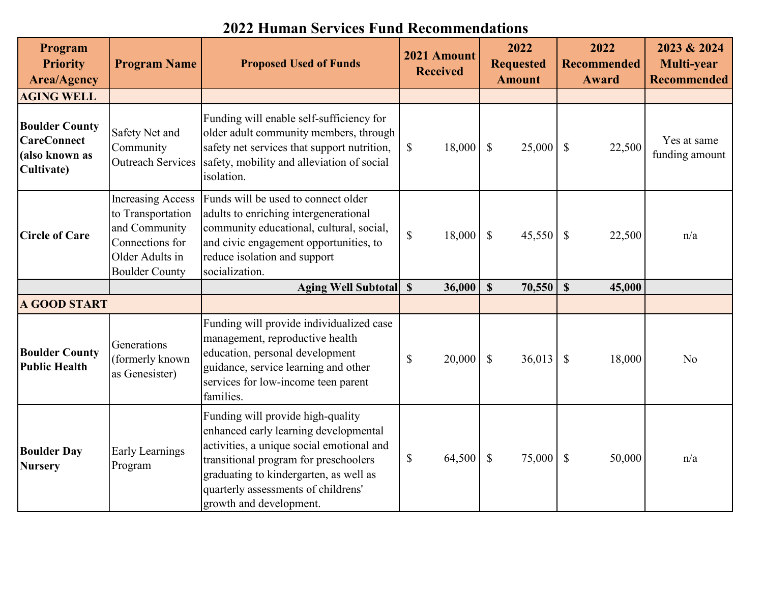# 2022 Human Services Fund Recommendations

| Program Priority Area/Agency | Program Name | Proposed Used of Funds | 2021 Amount Received | 2022 Requested Amount | 2022 Recommended Award | 2023 & 2024 Multi-year Recommended |
|---|---|---|---|---|---|---|
| **AGING WELL** | | | | | | |
| **Boulder County CareConnect (also known as Cultivate)** | Safety Net and Community Outreach Services | Funding will enable self-sufficiency for older adult community members, through safety net services that support nutrition, safety, mobility and alleviation of social isolation. | $ 18,000 | $ 25,000 | $ 22,500 | Yes at same funding amount |
| **Circle of Care** | Increasing Access to Transportation and Community Connections for Older Adults in Boulder County | Funds will be used to connect older adults to enriching intergenerational community educational, cultural, social, and civic engagement opportunities, to reduce isolation and support socialization. | $ 18,000 | $ 45,550 | $ 22,500 | n/a |
| | | **Aging Well Subtotal** | **$ 36,000** | **$ 70,550** | **$ 45,000** | |
| **A GOOD START** | | | | | | |
| **Boulder County Public Health** | Generations (formerly known as Genesister) | Funding will provide individualized case management, reproductive health education, personal development guidance, service learning and other services for low-income teen parent families. | $ 20,000 | $ 36,013 | $ 18,000 | No |
| **Boulder Day Nursery** | Early Learnings Program | Funding will provide high-quality enhanced early learning developmental activities, a unique social emotional and transitional program for preschoolers graduating to kindergarten, as well as quarterly assessments of childrens' growth and development. | $ 64,500 | $ 75,000 | $ 50,000 | n/a |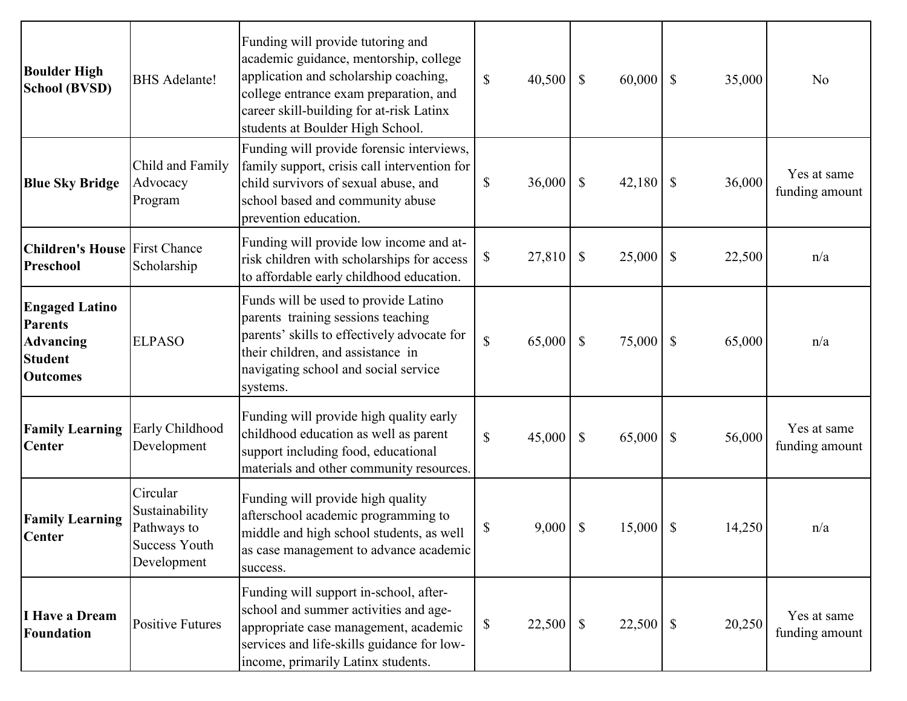| | | | | | | |
|---|---|---|---|---|---|---|
| **Boulder High School (BVSD)** | BHS Adelante! | Funding will provide tutoring and academic guidance, mentorship, college application and scholarship coaching, college entrance exam preparation, and career skill-building for at-risk Latinx students at Boulder High School. | $ 40,500 | $ 60,000 | $ 35,000 | No |
| **Blue Sky Bridge** | Child and Family Advocacy Program | Funding will provide forensic interviews, family support, crisis call intervention for child survivors of sexual abuse, and school based and community abuse prevention education. | $ 36,000 | $ 42,180 | $ 36,000 | Yes at same funding amount |
| **Children's House Preschool** | First Chance Scholarship | Funding will provide low income and at-risk children with scholarships for access to affordable early childhood education. | $ 27,810 | $ 25,000 | $ 22,500 | n/a |
| **Engaged Latino Parents Advancing Student Outcomes** | ELPASO | Funds will be used to provide Latino parents training sessions teaching parents' skills to effectively advocate for their children, and assistance in navigating school and social service systems. | $ 65,000 | $ 75,000 | $ 65,000 | n/a |
| **Family Learning Center** | Early Childhood Development | Funding will provide high quality early childhood education as well as parent support including food, educational materials and other community resources. | $ 45,000 | $ 65,000 | $ 56,000 | Yes at same funding amount |
| **Family Learning Center** | Circular Sustainability Pathways to Success Youth Development | Funding will provide high quality afterschool academic programming to middle and high school students, as well as case management to advance academic success. | $ 9,000 | $ 15,000 | $ 14,250 | n/a |
| **I Have a Dream Foundation** | Positive Futures | Funding will support in-school, after-school and summer activities and age-appropriate case management, academic services and life-skills guidance for low-income, primarily Latinx students. | $ 22,500 | $ 22,500 | $ 20,250 | Yes at same funding amount |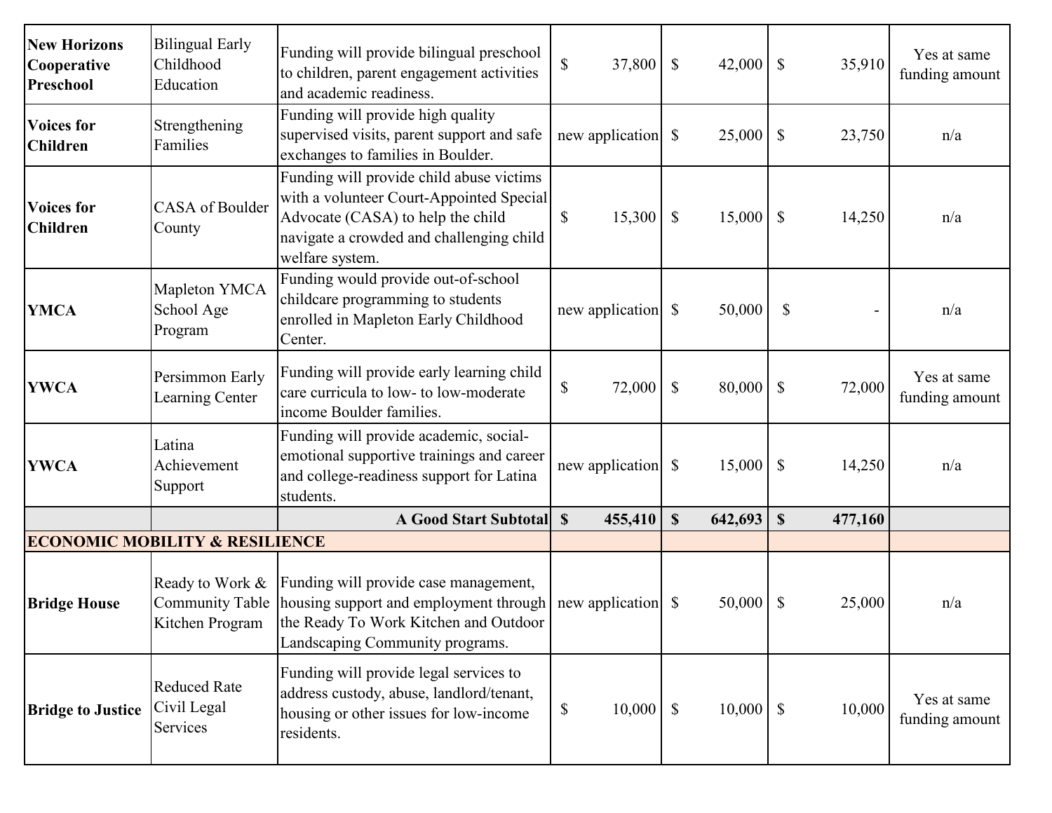| | | | | | | |
|---|---|---|---|---|---|---|
| **New Horizons Cooperative Preschool** | Bilingual Early Childhood Education | Funding will provide bilingual preschool to children, parent engagement activities and academic readiness. | $ 37,800 | $ 42,000 | $ 35,910 | Yes at same funding amount |
| **Voices for Children** | Strengthening Families | Funding will provide high quality supervised visits, parent support and safe exchanges to families in Boulder. | new application | $ 25,000 | $ 23,750 | n/a |
| **Voices for Children** | CASA of Boulder County | Funding will provide child abuse victims with a volunteer Court-Appointed Special Advocate (CASA) to help the child navigate a crowded and challenging child welfare system. | $ 15,300 | $ 15,000 | $ 14,250 | n/a |
| **YMCA** | Mapleton YMCA School Age Program | Funding would provide out-of-school childcare programming to students enrolled in Mapleton Early Childhood Center. | new application | $ 50,000 | $ - | n/a |
| **YWCA** | Persimmon Early Learning Center | Funding will provide early learning child care curricula to low- to low-moderate income Boulder families. | $ 72,000 | $ 80,000 | $ 72,000 | Yes at same funding amount |
| **YWCA** | Latina Achievement Support | Funding will provide academic, social-emotional supportive trainings and career and college-readiness support for Latina students. | new application | $ 15,000 | $ 14,250 | n/a |
| | | **A Good Start Subtotal** | **$ 455,410** | **$ 642,693** | **$ 477,160** | |
| **ECONOMIC MOBILITY & RESILIENCE** | | | | | | |
| **Bridge House** | Ready to Work & Community Table Kitchen Program | Funding will provide case management, housing support and employment through the Ready To Work Kitchen and Outdoor Landscaping Community programs. | new application | $ 50,000 | $ 25,000 | n/a |
| **Bridge to Justice** | Reduced Rate Civil Legal Services | Funding will provide legal services to address custody, abuse, landlord/tenant, housing or other issues for low-income residents. | $ 10,000 | $ 10,000 | $ 10,000 | Yes at same funding amount |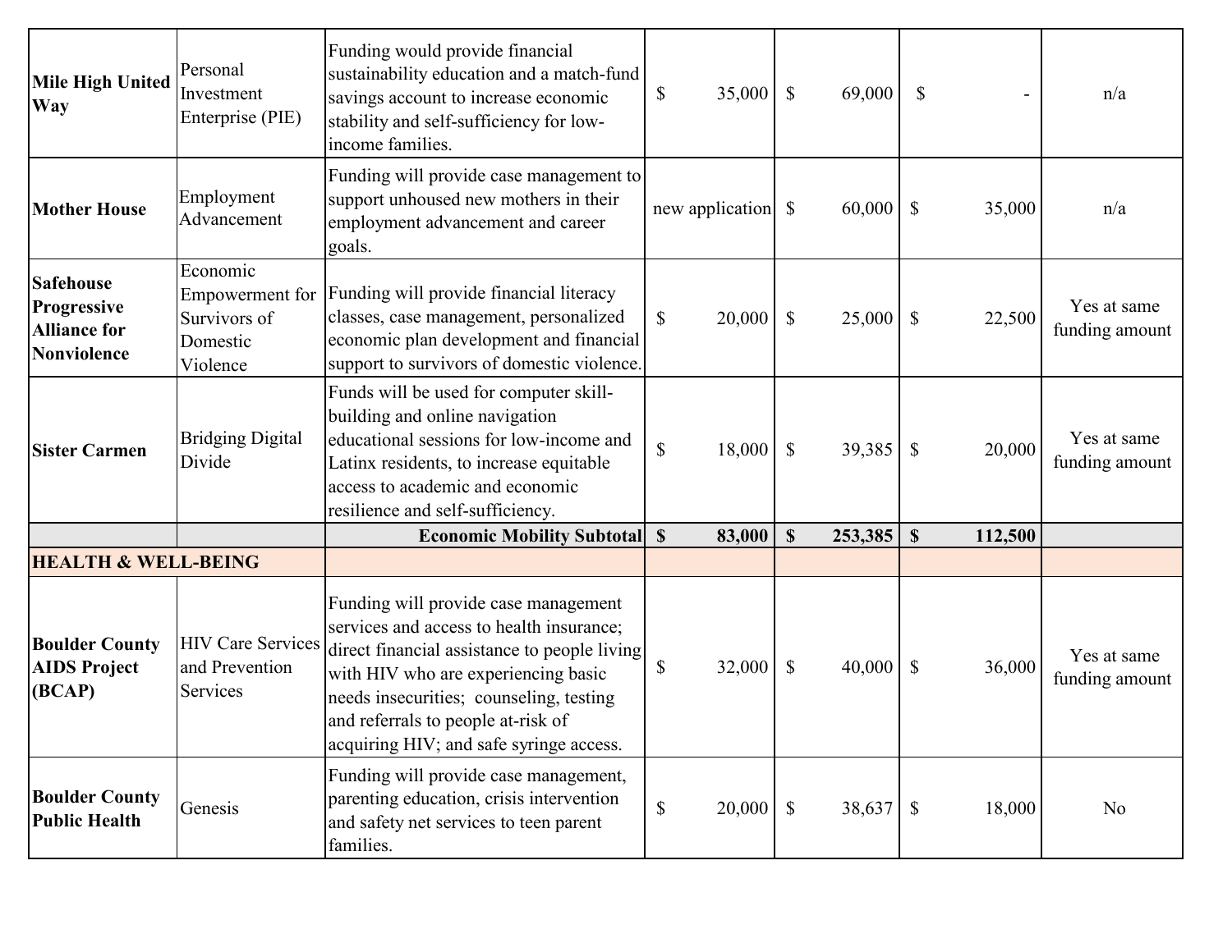| | | | | | | |
|---|---|---|---|---|---|---|
| **Mile High United Way** | Personal Investment Enterprise (PIE) | Funding would provide financial sustainability education and a match-fund savings account to increase economic stability and self-sufficiency for low-income families. | $ 35,000 | $ 69,000 | $ - | n/a |
| **Mother House** | Employment Advancement | Funding will provide case management to support unhoused new mothers in their employment advancement and career goals. | new application | $ 60,000 | $ 35,000 | n/a |
| **Safehouse Progressive Alliance for Nonviolence** | Economic Empowerment for Survivors of Domestic Violence | Funding will provide financial literacy classes, case management, personalized economic plan development and financial support to survivors of domestic violence. | $ 20,000 | $ 25,000 | $ 22,500 | Yes at same funding amount |
| **Sister Carmen** | Bridging Digital Divide | Funds will be used for computer skill-building and online navigation educational sessions for low-income and Latinx residents, to increase equitable access to academic and economic resilience and self-sufficiency. | $ 18,000 | $ 39,385 | $ 20,000 | Yes at same funding amount |
| | | **Economic Mobility Subtotal** | **$ 83,000** | **$ 253,385** | **$ 112,500** | |
| **HEALTH & WELL-BEING** | | | | | | |
| **Boulder County AIDS Project (BCAP)** | HIV Care Services and Prevention Services | Funding will provide case management services and access to health insurance; direct financial assistance to people living with HIV who are experiencing basic needs insecurities; counseling, testing and referrals to people at-risk of acquiring HIV; and safe syringe access. | $ 32,000 | $ 40,000 | $ 36,000 | Yes at same funding amount |
| **Boulder County Public Health** | Genesis | Funding will provide case management, parenting education, crisis intervention and safety net services to teen parent families. | $ 20,000 | $ 38,637 | $ 18,000 | No |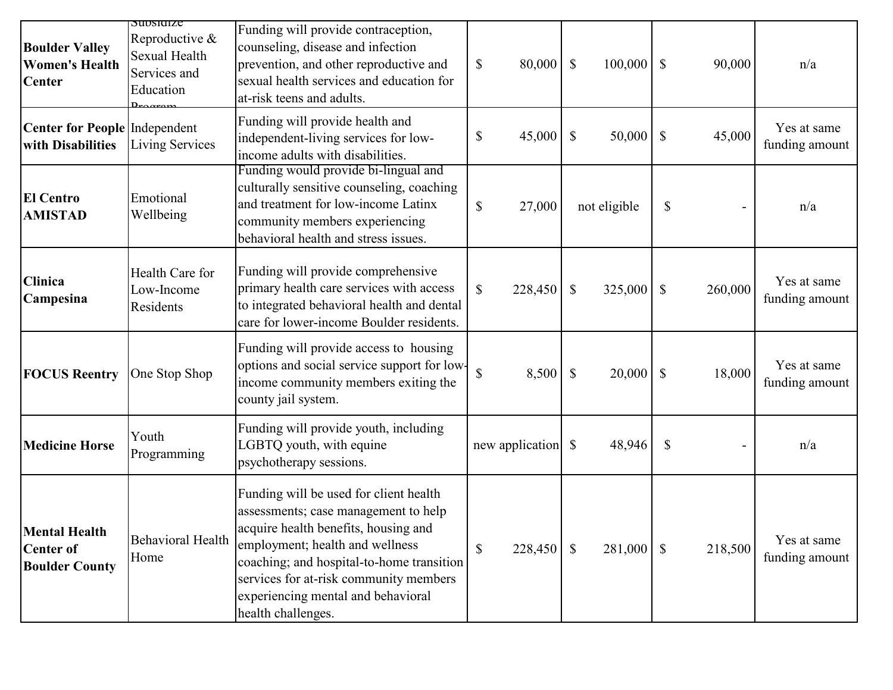| | | | | | | |
|---|---|---|---|---|---|---|
| **Boulder Valley Women's Health Center** | Subsidize Reproductive & Sexual Health Services and Education Program | Funding will provide contraception, counseling, disease and infection prevention, and other reproductive and sexual health services and education for at-risk teens and adults. | $ 80,000 | $ 100,000 | $ 90,000 | n/a |
| **Center for People with Disabilities** | Independent Living Services | Funding will provide health and independent-living services for low-income adults with disabilities. | $ 45,000 | $ 50,000 | $ 45,000 | Yes at same funding amount |
| **El Centro AMISTAD** | Emotional Wellbeing | Funding would provide bi-lingual and culturally sensitive counseling, coaching and treatment for low-income Latinx community members experiencing behavioral health and stress issues. | $ 27,000 | not eligible | $ - | n/a |
| **Clinica Campesina** | Health Care for Low-Income Residents | Funding will provide comprehensive primary health care services with access to integrated behavioral health and dental care for lower-income Boulder residents. | $ 228,450 | $ 325,000 | $ 260,000 | Yes at same funding amount |
| **FOCUS Reentry** | One Stop Shop | Funding will provide access to housing options and social service support for low-income community members exiting the county jail system. | $ 8,500 | $ 20,000 | $ 18,000 | Yes at same funding amount |
| **Medicine Horse** | Youth Programming | Funding will provide youth, including LGBTQ youth, with equine psychotherapy sessions. | new application | $ 48,946 | $ - | n/a |
| **Mental Health Center of Boulder County** | Behavioral Health Home | Funding will be used for client health assessments; case management to help acquire health benefits, housing and employment; health and wellness coaching; and hospital-to-home transition services for at-risk community members experiencing mental and behavioral health challenges. | $ 228,450 | $ 281,000 | $ 218,500 | Yes at same funding amount |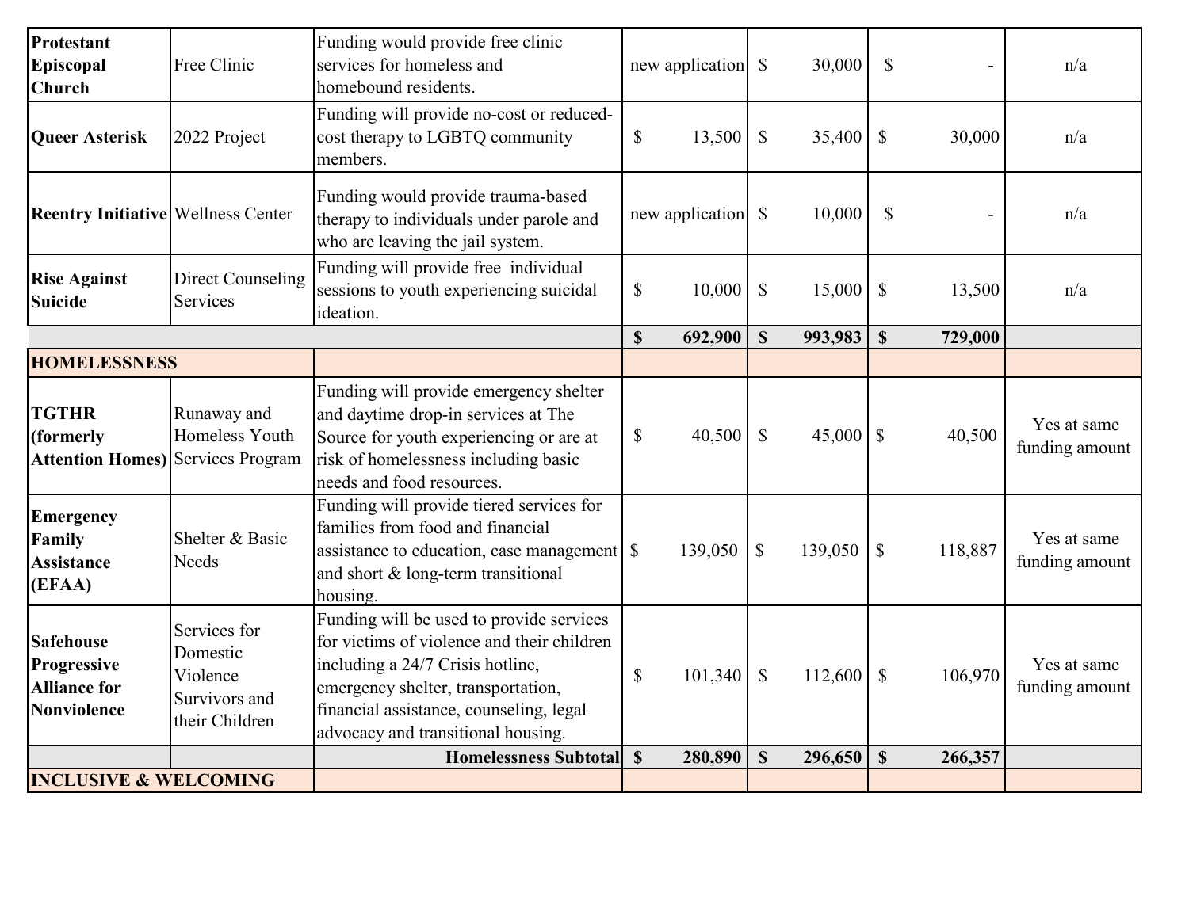| | | | | | | |
|---|---|---|---|---|---|---|
| **Protestant Episcopal Church** | Free Clinic | Funding would provide free clinic services for homeless and homebound residents. | new application | $ 30,000 | $ - | n/a |
| **Queer Asterisk** | 2022 Project | Funding will provide no-cost or reduced-cost therapy to LGBTQ community members. | $ 13,500 | $ 35,400 | $ 30,000 | n/a |
| **Reentry Initiative** | Wellness Center | Funding would provide trauma-based therapy to individuals under parole and who are leaving the jail system. | new application | $ 10,000 | $ - | n/a |
| **Rise Against Suicide** | Direct Counseling Services | Funding will provide free individual sessions to youth experiencing suicidal ideation. | $ 10,000 | $ 15,000 | $ 13,500 | n/a |
| | | | **$ 692,900** | **$ 993,983** | **$ 729,000** | |
| **HOMELESSNESS** | | | | | | |
| **TGTHR (formerly Attention Homes)** | Runaway and Homeless Youth Services Program | Funding will provide emergency shelter and daytime drop-in services at The Source for youth experiencing or are at risk of homelessness including basic needs and food resources. | $ 40,500 | $ 45,000 | $ 40,500 | Yes at same funding amount |
| **Emergency Family Assistance (EFAA)** | Shelter & Basic Needs | Funding will provide tiered services for families from food and financial assistance to education, case management and short & long-term transitional housing. | $ 139,050 | $ 139,050 | $ 118,887 | Yes at same funding amount |
| **Safehouse Progressive Alliance for Nonviolence** | Services for Domestic Violence Survivors and their Children | Funding will be used to provide services for victims of violence and their children including a 24/7 Crisis hotline, emergency shelter, transportation, financial assistance, counseling, legal advocacy and transitional housing. | $ 101,340 | $ 112,600 | $ 106,970 | Yes at same funding amount |
| | | **Homelessness Subtotal** | **$ 280,890** | **$ 296,650** | **$ 266,357** | |
| **INCLUSIVE & WELCOMING** | | | | | | |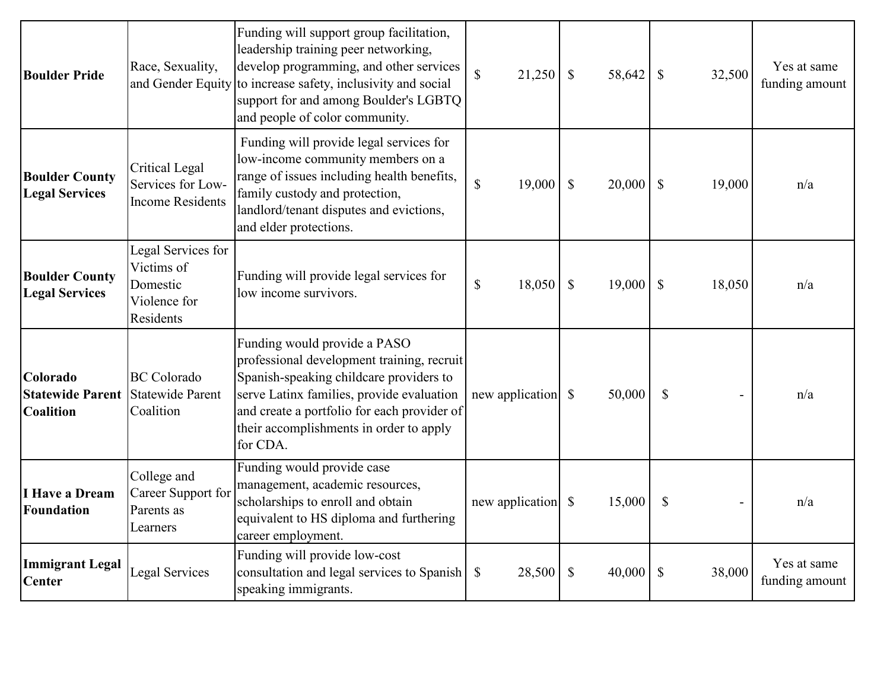| | | | | | | |
|---|---|---|---|---|---|---|
| **Boulder Pride** | Race, Sexuality, and Gender Equity | Funding will support group facilitation, leadership training peer networking, develop programming, and other services to increase safety, inclusivity and social support for and among Boulder's LGBTQ and people of color community. | $ 21,250 | $ 58,642 | $ 32,500 | Yes at same funding amount |
| **Boulder County Legal Services** | Critical Legal Services for Low-Income Residents | Funding will provide legal services for low-income community members on a range of issues including health benefits, family custody and protection, landlord/tenant disputes and evictions, and elder protections. | $ 19,000 | $ 20,000 | $ 19,000 | n/a |
| **Boulder County Legal Services** | Legal Services for Victims of Domestic Violence for Residents | Funding will provide legal services for low income survivors. | $ 18,050 | $ 19,000 | $ 18,050 | n/a |
| **Colorado Statewide Parent Coalition** | BC Colorado Statewide Parent Coalition | Funding would provide a PASO professional development training, recruit Spanish-speaking childcare providers to serve Latinx families, provide evaluation and create a portfolio for each provider of their accomplishments in order to apply for CDA. | new application | $ 50,000 | $ - | n/a |
| **I Have a Dream Foundation** | College and Career Support for Parents as Learners | Funding would provide case management, academic resources, scholarships to enroll and obtain equivalent to HS diploma and furthering career employment. | new application | $ 15,000 | $ - | n/a |
| **Immigrant Legal Center** | Legal Services | Funding will provide low-cost consultation and legal services to Spanish speaking immigrants. | $ 28,500 | $ 40,000 | $ 38,000 | Yes at same funding amount |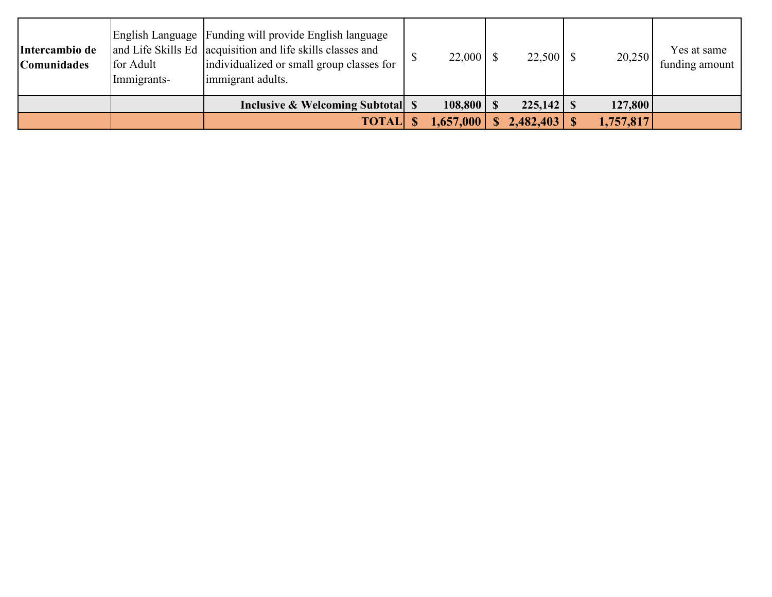| | | | | | | |
|---|---|---|---|---|---|---|
| **Intercambio de Comunidades** | English Language and Life Skills Ed for Adult Immigrants- | Funding will provide English language acquisition and life skills classes and individualized or small group classes for immigrant adults. | $ 22,000 | $ 22,500 | $ 20,250 | Yes at same funding amount |
| | | **Inclusive & Welcoming Subtotal** | **$ 108,800** | **$ 225,142** | **$ 127,800** | |
| | | **TOTAL** | **$ 1,657,000** | **$ 2,482,403** | **$ 1,757,817** | |